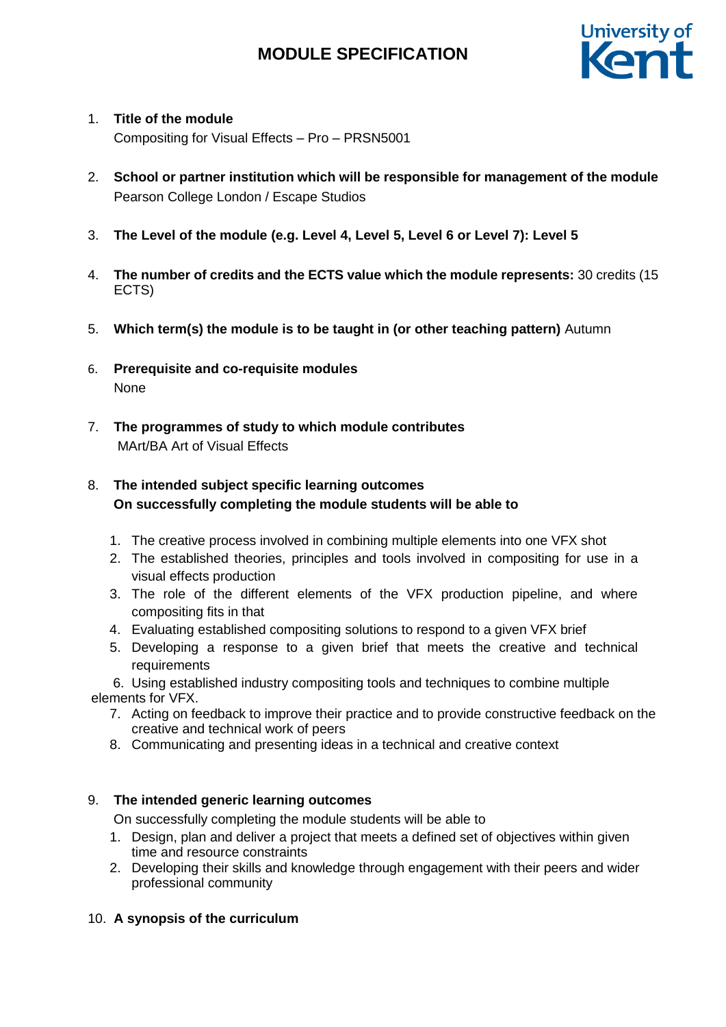# MODULE SPECIFICATION

1. **Title of the module**
   Compositing for Visual Effects – Pro – PRSN5001

2. **School or partner institution which will be responsible for management of the module**
   Pearson College London / Escape Studios

3. **The Level of the module (e.g. Level 4, Level 5, Level 6 or Level 7): Level 5**

4. **The number of credits and the ECTS value which the module represents:** 30 credits (15 ECTS)

5. **Which term(s) the module is to be taught in (or other teaching pattern)** Autumn

6. **Prerequisite and co-requisite modules**
   None

7. **The programmes of study to which module contributes**
   MArt/BA Art of Visual Effects

8. **The intended subject specific learning outcomes**
   **On successfully completing the module students will be able to**

   1. The creative process involved in combining multiple elements into one VFX shot
   2. The established theories, principles and tools involved in compositing for use in a visual effects production
   3. The role of the different elements of the VFX production pipeline, and where compositing fits in that
   4. Evaluating established compositing solutions to respond to a given VFX brief
   5. Developing a response to a given brief that meets the creative and technical requirements
   6. Using established industry compositing tools and techniques to combine multiple elements for VFX.
   7. Acting on feedback to improve their practice and to provide constructive feedback on the creative and technical work of peers
   8. Communicating and presenting ideas in a technical and creative context

9. **The intended generic learning outcomes**
   On successfully completing the module students will be able to
   1. Design, plan and deliver a project that meets a defined set of objectives within given time and resource constraints
   2. Developing their skills and knowledge through engagement with their peers and wider professional community

10. **A synopsis of the curriculum**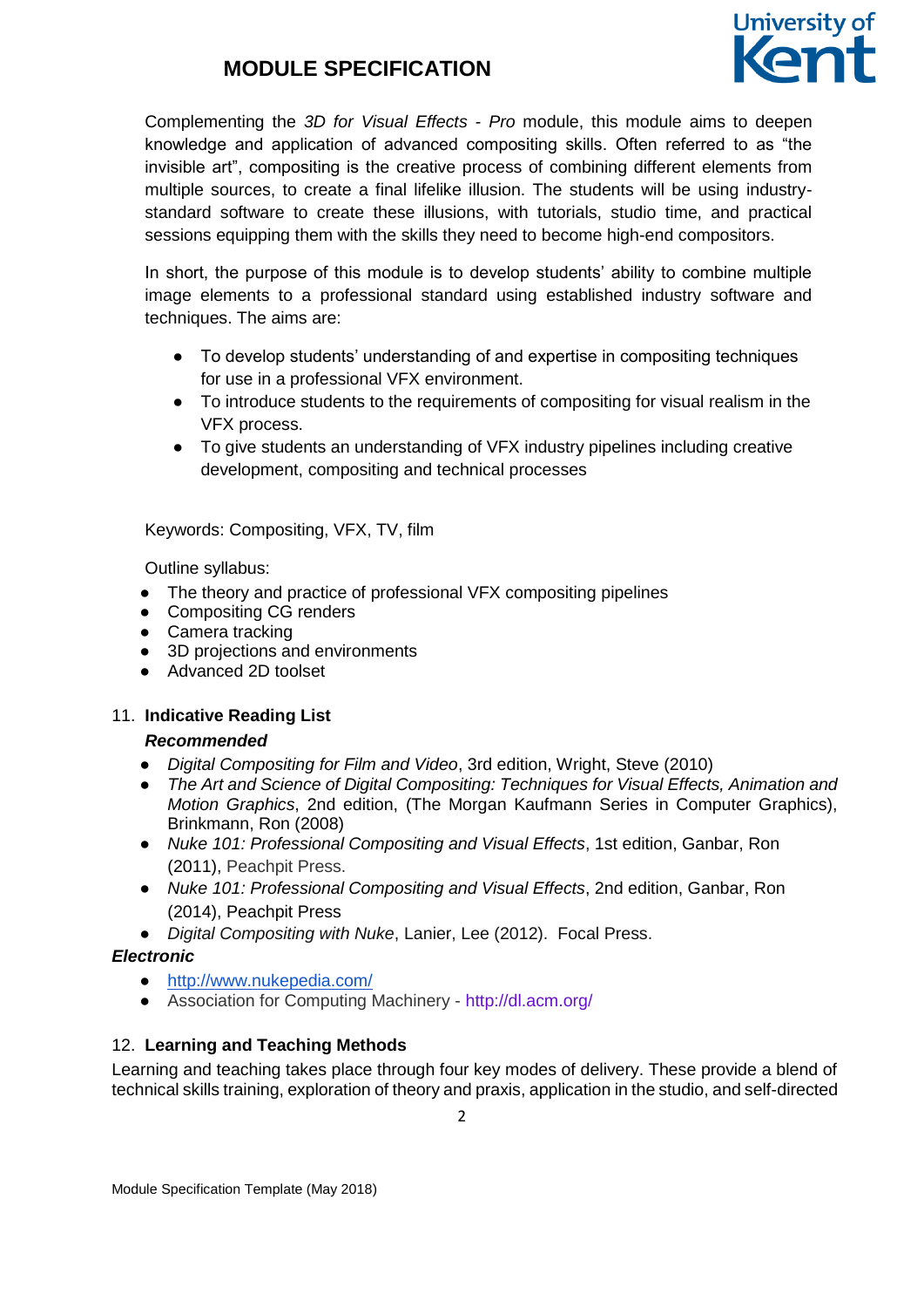Complementing the *3D for Visual Effects - Pro* module, this module aims to deepen knowledge and application of advanced compositing skills. Often referred to as "the invisible art", compositing is the creative process of combining different elements from multiple sources, to create a final lifelike illusion. The students will be using industry-standard software to create these illusions, with tutorials, studio time, and practical sessions equipping them with the skills they need to become high-end compositors.

In short, the purpose of this module is to develop students' ability to combine multiple image elements to a professional standard using established industry software and techniques. The aims are:

- To develop students' understanding of and expertise in compositing techniques for use in a professional VFX environment.
- To introduce students to the requirements of compositing for visual realism in the VFX process.
- To give students an understanding of VFX industry pipelines including creative development, compositing and technical processes

Keywords: Compositing, VFX, TV, film

Outline syllabus:

- The theory and practice of professional VFX compositing pipelines
- Compositing CG renders
- Camera tracking
- 3D projections and environments
- Advanced 2D toolset

## 11. Indicative Reading List

***Recommended***

- *Digital Compositing for Film and Video*, 3rd edition, Wright, Steve (2010)
- *The Art and Science of Digital Compositing: Techniques for Visual Effects, Animation and Motion Graphics*, 2nd edition, (The Morgan Kaufmann Series in Computer Graphics), Brinkmann, Ron (2008)
- *Nuke 101: Professional Compositing and Visual Effects*, 1st edition, Ganbar, Ron (2011), Peachpit Press.
- *Nuke 101: Professional Compositing and Visual Effects*, 2nd edition, Ganbar, Ron (2014), Peachpit Press
- *Digital Compositing with Nuke*, Lanier, Lee (2012). Focal Press.

***Electronic***

- http://www.nukepedia.com/
- Association for Computing Machinery - http://dl.acm.org/

## 12. Learning and Teaching Methods

Learning and teaching takes place through four key modes of delivery. These provide a blend of technical skills training, exploration of theory and praxis, application in the studio, and self-directed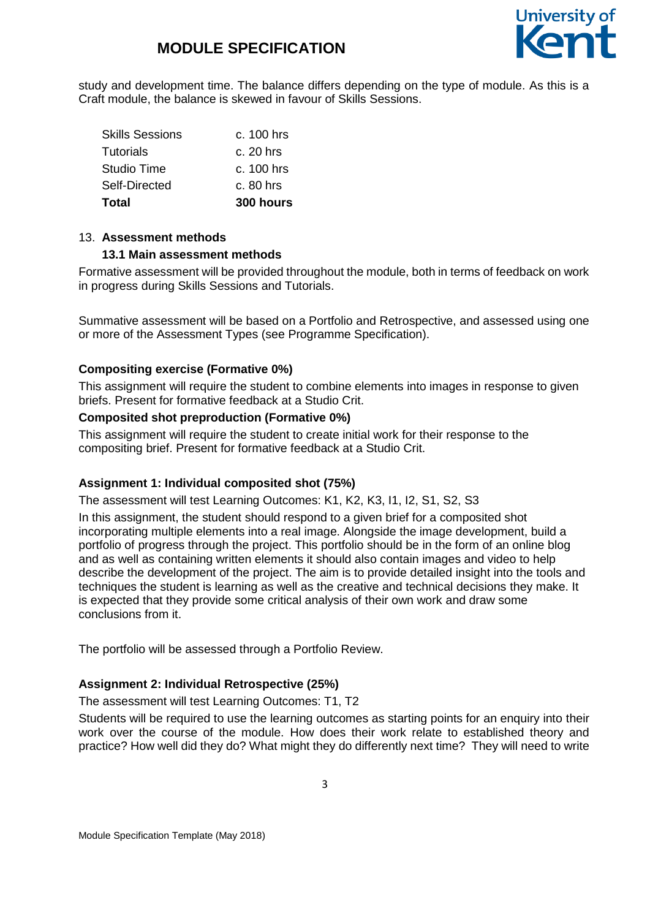study and development time. The balance differs depending on the type of module. As this is a Craft module, the balance is skewed in favour of Skills Sessions.

| | |
|---|---|
| Skills Sessions | c. 100 hrs |
| Tutorials | c. 20 hrs |
| Studio Time | c. 100 hrs |
| Self-Directed | c. 80 hrs |
| **Total** | **300 hours** |

13. **Assessment methods**

### 13.1 Main assessment methods

Formative assessment will be provided throughout the module, both in terms of feedback on work in progress during Skills Sessions and Tutorials.

Summative assessment will be based on a Portfolio and Retrospective, and assessed using one or more of the Assessment Types (see Programme Specification).

**Compositing exercise (Formative 0%)**

This assignment will require the student to combine elements into images in response to given briefs. Present for formative feedback at a Studio Crit.

**Composited shot preproduction (Formative 0%)**

This assignment will require the student to create initial work for their response to the compositing brief. Present for formative feedback at a Studio Crit.

**Assignment 1: Individual composited shot (75%)**

The assessment will test Learning Outcomes: K1, K2, K3, I1, I2, S1, S2, S3

In this assignment, the student should respond to a given brief for a composited shot incorporating multiple elements into a real image. Alongside the image development, build a portfolio of progress through the project. This portfolio should be in the form of an online blog and as well as containing written elements it should also contain images and video to help describe the development of the project. The aim is to provide detailed insight into the tools and techniques the student is learning as well as the creative and technical decisions they make. It is expected that they provide some critical analysis of their own work and draw some conclusions from it.

The portfolio will be assessed through a Portfolio Review.

**Assignment 2: Individual Retrospective (25%)**

The assessment will test Learning Outcomes: T1, T2

Students will be required to use the learning outcomes as starting points for an enquiry into their work over the course of the module. How does their work relate to established theory and practice? How well did they do? What might they do differently next time? They will need to write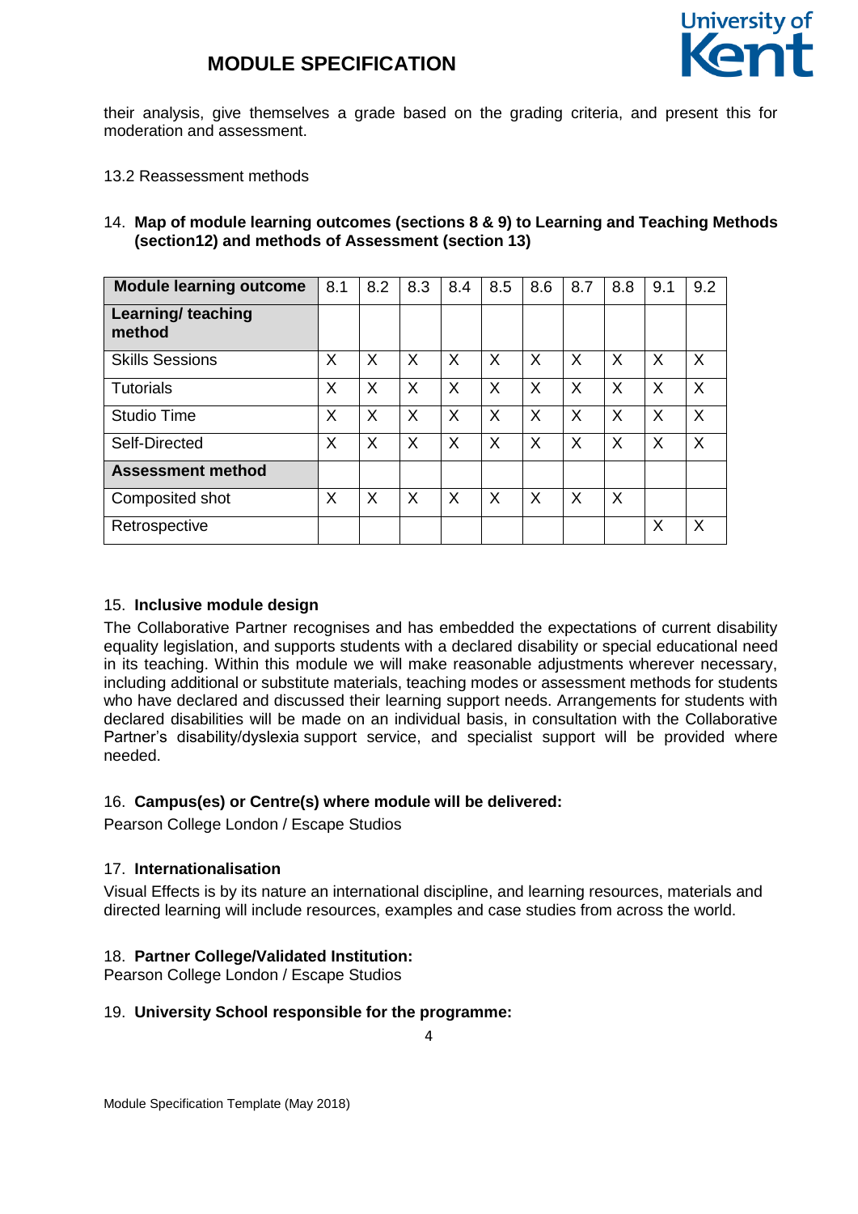their analysis, give themselves a grade based on the grading criteria, and present this for moderation and assessment.

13.2 Reassessment methods

14. **Map of module learning outcomes (sections 8 & 9) to Learning and Teaching Methods (section12) and methods of Assessment (section 13)**

| **Module learning outcome** | 8.1 | 8.2 | 8.3 | 8.4 | 8.5 | 8.6 | 8.7 | 8.8 | 9.1 | 9.2 |
|---|---|---|---|---|---|---|---|---|---|---|
| **Learning/ teaching method** | | | | | | | | | | |
| Skills Sessions | X | X | X | X | X | X | X | X | X | X |
| Tutorials | X | X | X | X | X | X | X | X | X | X |
| Studio Time | X | X | X | X | X | X | X | X | X | X |
| Self-Directed | X | X | X | X | X | X | X | X | X | X |
| **Assessment method** | | | | | | | | | | |
| Composited shot | X | X | X | X | X | X | X | X | | |
| Retrospective | | | | | | | | | X | X |

15. **Inclusive module design**

The Collaborative Partner recognises and has embedded the expectations of current disability equality legislation, and supports students with a declared disability or special educational need in its teaching. Within this module we will make reasonable adjustments wherever necessary, including additional or substitute materials, teaching modes or assessment methods for students who have declared and discussed their learning support needs. Arrangements for students with declared disabilities will be made on an individual basis, in consultation with the Collaborative Partner's disability/dyslexia support service, and specialist support will be provided where needed.

16. **Campus(es) or Centre(s) where module will be delivered:**

Pearson College London / Escape Studios

17. **Internationalisation**

Visual Effects is by its nature an international discipline, and learning resources, materials and directed learning will include resources, examples and case studies from across the world.

18. **Partner College/Validated Institution:**

Pearson College London / Escape Studios

19. **University School responsible for the programme:**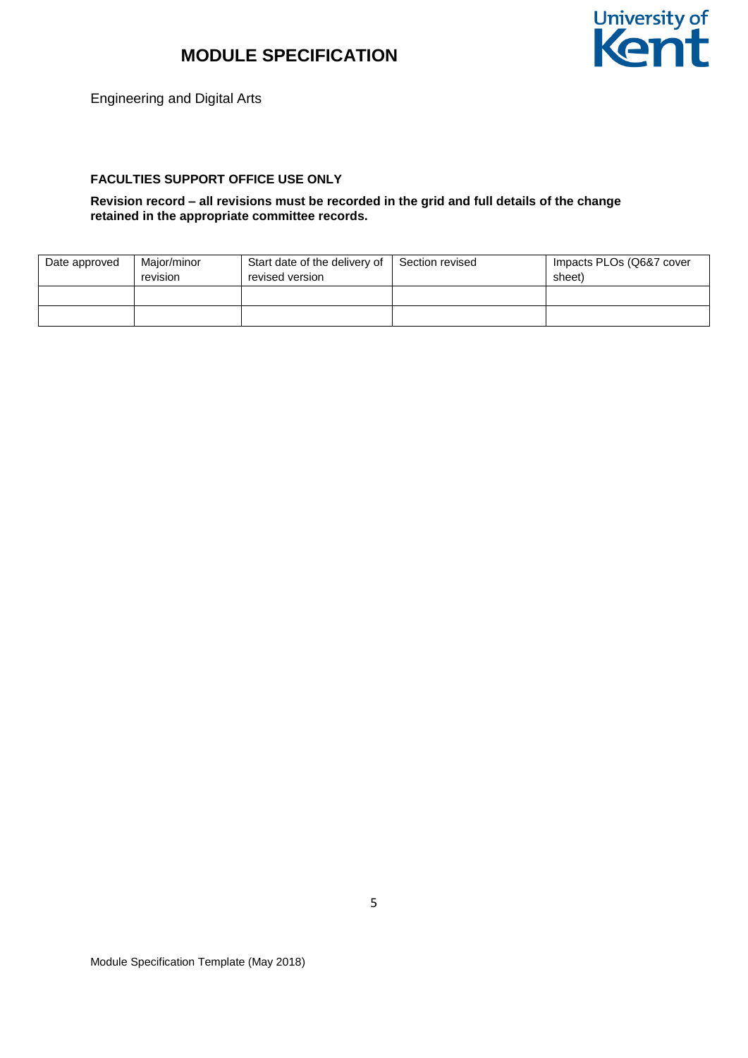**FACULTIES SUPPORT OFFICE USE ONLY**

**Revision record – all revisions must be recorded in the grid and full details of the change retained in the appropriate committee records.**

| Date approved | Major/minor revision | Start date of the delivery of revised version | Section revised | Impacts PLOs (Q6&7 cover sheet) |
|---|---|---|---|---|
| | | | | |
| | | | | |